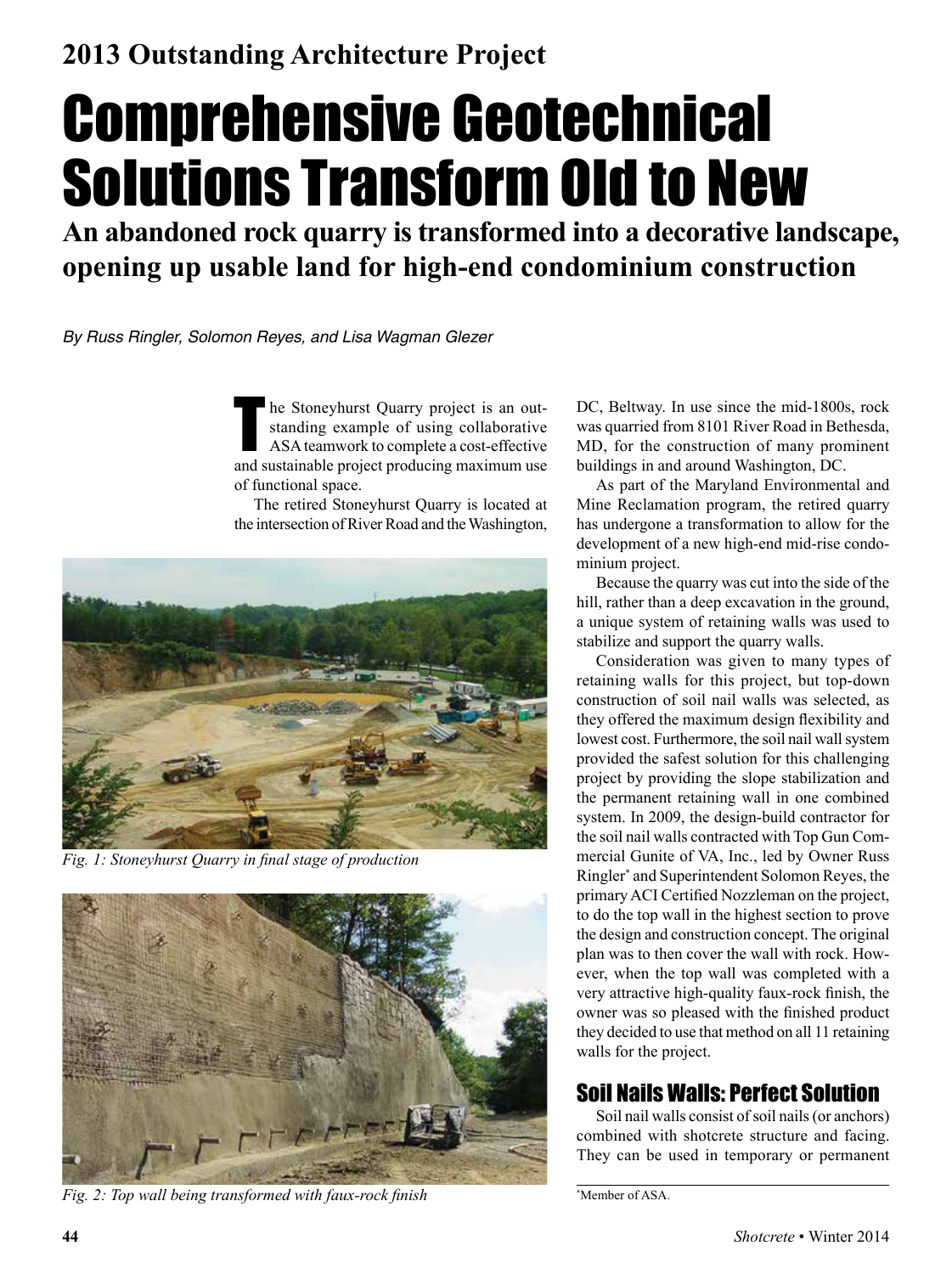## 2013 Outstanding Architecture Project

# Comprehensive Geotechnical Solutions Transform Old to New

### An abandoned rock quarry is transformed into a decorative landscape, opening up usable land for high-end condominium construction

*By Russ Ringler, Solomon Reyes, and Lisa Wagman Glezer*

The Stoneyhurst Quarry project is an outstanding example of using collaborative ASA teamwork to complete a cost-effective and sustainable project producing maximum use of functional space.

The retired Stoneyhurst Quarry is located at the intersection of River Road and the Washington, DC, Beltway. In use since the mid-1800s, rock was quarried from 8101 River Road in Bethesda, MD, for the construction of many prominent buildings in and around Washington, DC.

*Fig. 1: Stoneyhurst Quarry in final stage of production*

*Fig. 2: Top wall being transformed with faux-rock finish*

As part of the Maryland Environmental and Mine Reclamation program, the retired quarry has undergone a transformation to allow for the development of a new high-end mid-rise condominium project.

Because the quarry was cut into the side of the hill, rather than a deep excavation in the ground, a unique system of retaining walls was used to stabilize and support the quarry walls.

Consideration was given to many types of retaining walls for this project, but top-down construction of soil nail walls was selected, as they offered the maximum design flexibility and lowest cost. Furthermore, the soil nail wall system provided the safest solution for this challenging project by providing the slope stabilization and the permanent retaining wall in one combined system. In 2009, the design-build contractor for the soil nail walls contracted with Top Gun Commercial Gunite of VA, Inc., led by Owner Russ Ringler* and Superintendent Solomon Reyes, the primary ACI Certified Nozzleman on the project, to do the top wall in the highest section to prove the design and construction concept. The original plan was to then cover the wall with rock. However, when the top wall was completed with a very attractive high-quality faux-rock finish, the owner was so pleased with the finished product they decided to use that method on all 11 retaining walls for the project.

## Soil Nails Walls: Perfect Solution

Soil nail walls consist of soil nails (or anchors) combined with shotcrete structure and facing. They can be used in temporary or permanent

*Member of ASA.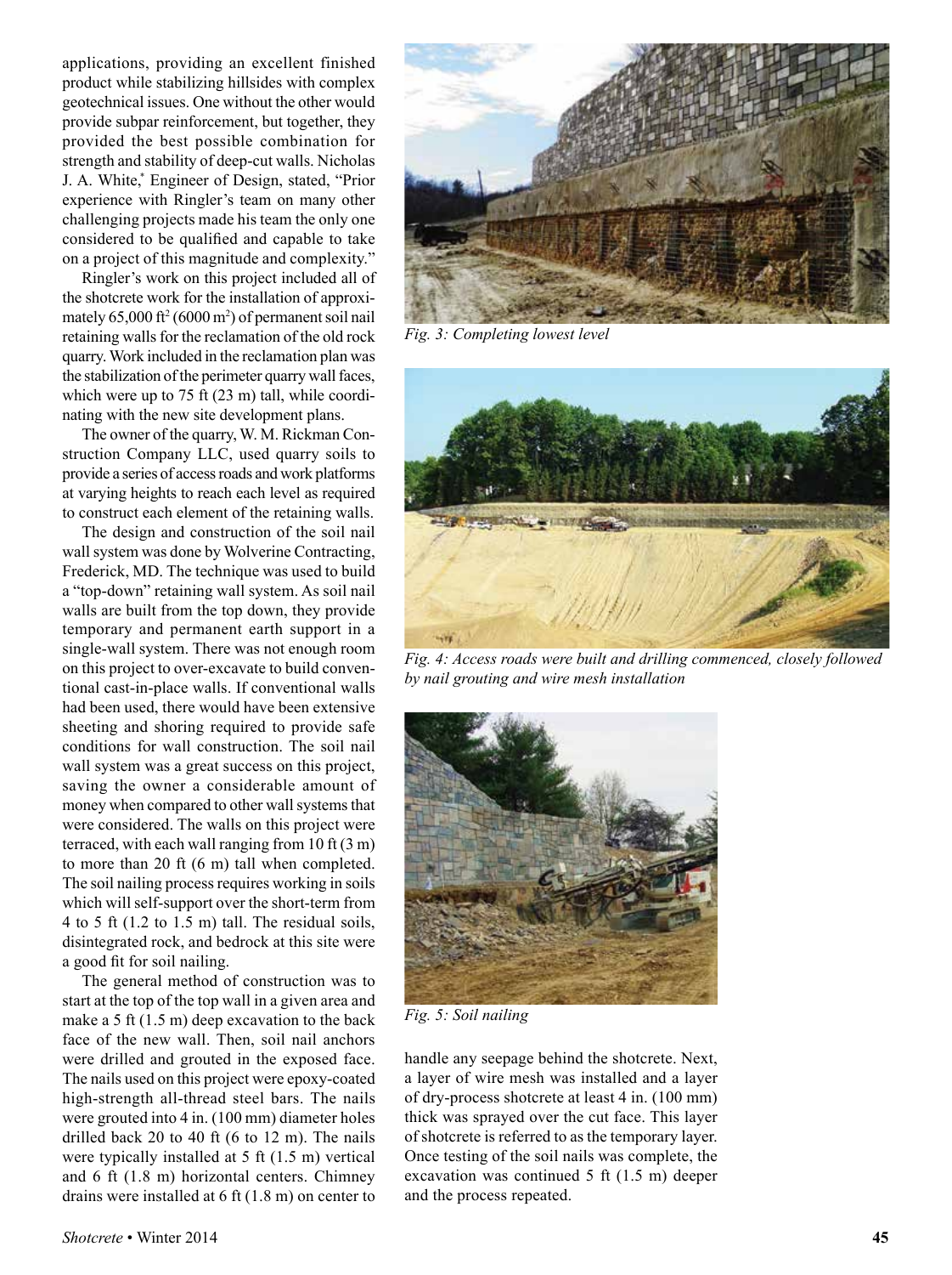applications, providing an excellent finished product while stabilizing hillsides with complex geotechnical issues. One without the other would provide subpar reinforcement, but together, they provided the best possible combination for strength and stability of deep-cut walls. Nicholas J. A. White,* Engineer of Design, stated, "Prior experience with Ringler's team on many other challenging projects made his team the only one considered to be qualified and capable to take on a project of this magnitude and complexity."

Ringler's work on this project included all of the shotcrete work for the installation of approximately 65,000 ft$^2$ (6000 m$^2$) of permanent soil nail retaining walls for the reclamation of the old rock quarry. Work included in the reclamation plan was the stabilization of the perimeter quarry wall faces, which were up to 75 ft (23 m) tall, while coordinating with the new site development plans.

The owner of the quarry, W. M. Rickman Construction Company LLC, used quarry soils to provide a series of access roads and work platforms at varying heights to reach each level as required to construct each element of the retaining walls.

The design and construction of the soil nail wall system was done by Wolverine Contracting, Frederick, MD. The technique was used to build a "top-down" retaining wall system. As soil nail walls are built from the top down, they provide temporary and permanent earth support in a single-wall system. There was not enough room on this project to over-excavate to build conventional cast-in-place walls. If conventional walls had been used, there would have been extensive sheeting and shoring required to provide safe conditions for wall construction. The soil nail wall system was a great success on this project, saving the owner a considerable amount of money when compared to other wall systems that were considered. The walls on this project were terraced, with each wall ranging from 10 ft (3 m) to more than 20 ft (6 m) tall when completed. The soil nailing process requires working in soils which will self-support over the short-term from 4 to 5 ft (1.2 to 1.5 m) tall. The residual soils, disintegrated rock, and bedrock at this site were a good fit for soil nailing.

The general method of construction was to start at the top of the top wall in a given area and make a 5 ft (1.5 m) deep excavation to the back face of the new wall. Then, soil nail anchors were drilled and grouted in the exposed face. The nails used on this project were epoxy-coated high-strength all-thread steel bars. The nails were grouted into 4 in. (100 mm) diameter holes drilled back 20 to 40 ft (6 to 12 m). The nails were typically installed at 5 ft (1.5 m) vertical and 6 ft (1.8 m) horizontal centers. Chimney drains were installed at 6 ft (1.8 m) on center to handle any seepage behind the shotcrete. Next, a layer of wire mesh was installed and a layer of dry-process shotcrete at least 4 in. (100 mm) thick was sprayed over the cut face. This layer of shotcrete is referred to as the temporary layer. Once testing of the soil nails was complete, the excavation was continued 5 ft (1.5 m) deeper and the process repeated.

*Fig. 3: Completing lowest level*

*Fig. 4: Access roads were built and drilling commenced, closely followed by nail grouting and wire mesh installation*

*Fig. 5: Soil nailing*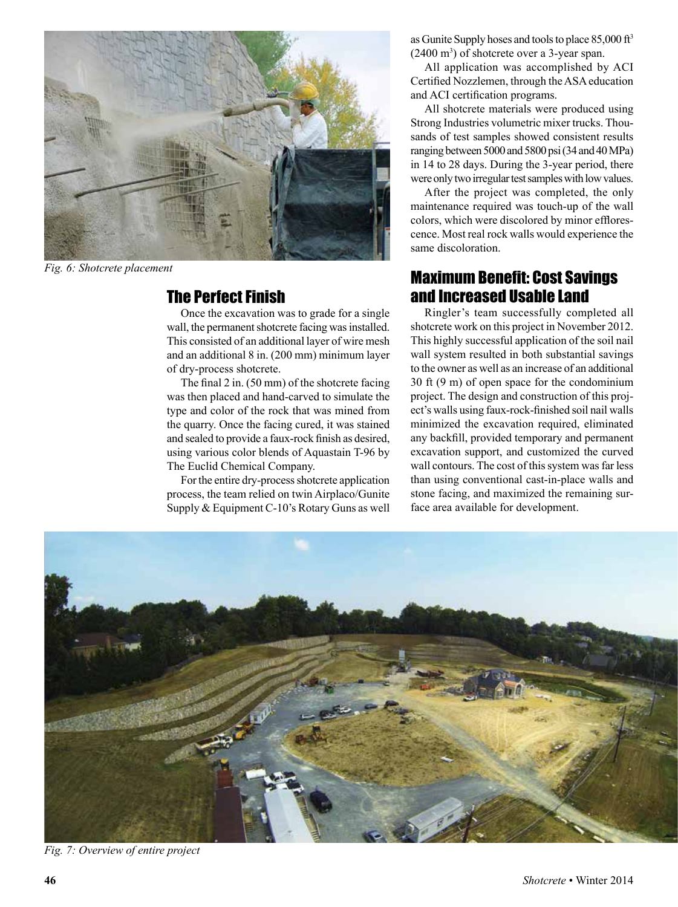Fig. 6: Shotcrete placement

## The Perfect Finish

Once the excavation was to grade for a single wall, the permanent shotcrete facing was installed. This consisted of an additional layer of wire mesh and an additional 8 in. (200 mm) minimum layer of dry-process shotcrete.

The final 2 in. (50 mm) of the shotcrete facing was then placed and hand-carved to simulate the type and color of the rock that was mined from the quarry. Once the facing cured, it was stained and sealed to provide a faux-rock finish as desired, using various color blends of Aquastain T-96 by The Euclid Chemical Company.

For the entire dry-process shotcrete application process, the team relied on twin Airplaco/Gunite Supply & Equipment C-10's Rotary Guns as well as Gunite Supply hoses and tools to place 85,000 $ft^3$ (2400 $m^3$) of shotcrete over a 3-year span.

All application was accomplished by ACI Certified Nozzlemen, through the ASA education and ACI certification programs.

All shotcrete materials were produced using Strong Industries volumetric mixer trucks. Thousands of test samples showed consistent results ranging between 5000 and 5800 psi (34 and 40 MPa) in 14 to 28 days. During the 3-year period, there were only two irregular test samples with low values.

After the project was completed, the only maintenance required was touch-up of the wall colors, which were discolored by minor efflorescence. Most real rock walls would experience the same discoloration.

## Maximum Benefit: Cost Savings and Increased Usable Land

Ringler's team successfully completed all shotcrete work on this project in November 2012. This highly successful application of the soil nail wall system resulted in both substantial savings to the owner as well as an increase of an additional 30 ft (9 m) of open space for the condominium project. The design and construction of this project's walls using faux-rock-finished soil nail walls minimized the excavation required, eliminated any backfill, provided temporary and permanent excavation support, and customized the curved wall contours. The cost of this system was far less than using conventional cast-in-place walls and stone facing, and maximized the remaining surface area available for development.

Fig. 7: Overview of entire project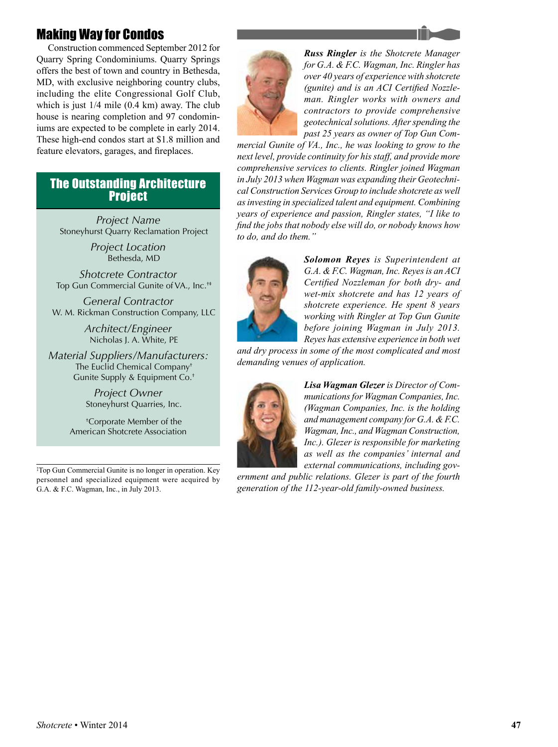## Making Way for Condos

Construction commenced September 2012 for Quarry Spring Condominiums. Quarry Springs offers the best of town and country in Bethesda, MD, with exclusive neighboring country clubs, including the elite Congressional Golf Club, which is just 1/4 mile (0.4 km) away. The club house is nearing completion and 97 condominiums are expected to be complete in early 2014. These high-end condos start at $1.8 million and feature elevators, garages, and fireplaces.

### The Outstanding Architecture Project

*Project Name*
Stoneyhurst Quarry Reclamation Project

*Project Location*
Bethesda, MD

*Shotcrete Contractor*
Top Gun Commercial Gunite of VA., Inc.[†‡]

*General Contractor*
W. M. Rickman Construction Company, LLC

*Architect/Engineer*
Nicholas J. A. White, PE

*Material Suppliers/Manufacturers:*
The Euclid Chemical Company[†]
Gunite Supply & Equipment Co.[†]

*Project Owner*
Stoneyhurst Quarries, Inc.

[†]Corporate Member of the American Shotcrete Association

---

[‡]Top Gun Commercial Gunite is no longer in operation. Key personnel and specialized equipment were acquired by G.A. & F.C. Wagman, Inc., in July 2013.

***Russ Ringler*** *is the Shotcrete Manager for G.A. & F.C. Wagman, Inc. Ringler has over 40 years of experience with shotcrete (gunite) and is an ACI Certified Nozzleman. Ringler works with owners and contractors to provide comprehensive geotechnical solutions. After spending the past 25 years as owner of Top Gun Commercial Gunite of VA., Inc., he was looking to grow to the next level, provide continuity for his staff, and provide more comprehensive services to clients. Ringler joined Wagman in July 2013 when Wagman was expanding their Geotechnical Construction Services Group to include shotcrete as well as investing in specialized talent and equipment. Combining years of experience and passion, Ringler states, "I like to find the jobs that nobody else will do, or nobody knows how to do, and do them."*

***Solomon Reyes*** *is Superintendent at G.A. & F.C. Wagman, Inc. Reyes is an ACI Certified Nozzleman for both dry- and wet-mix shotcrete and has 12 years of shotcrete experience. He spent 8 years working with Ringler at Top Gun Gunite before joining Wagman in July 2013. Reyes has extensive experience in both wet and dry process in some of the most complicated and most demanding venues of application.*

***Lisa Wagman Glezer*** *is Director of Communications for Wagman Companies, Inc. (Wagman Companies, Inc. is the holding and management company for G.A. & F.C. Wagman, Inc., and Wagman Construction, Inc.). Glezer is responsible for marketing as well as the companies' internal and external communications, including government and public relations. Glezer is part of the fourth generation of the 112-year-old family-owned business.*